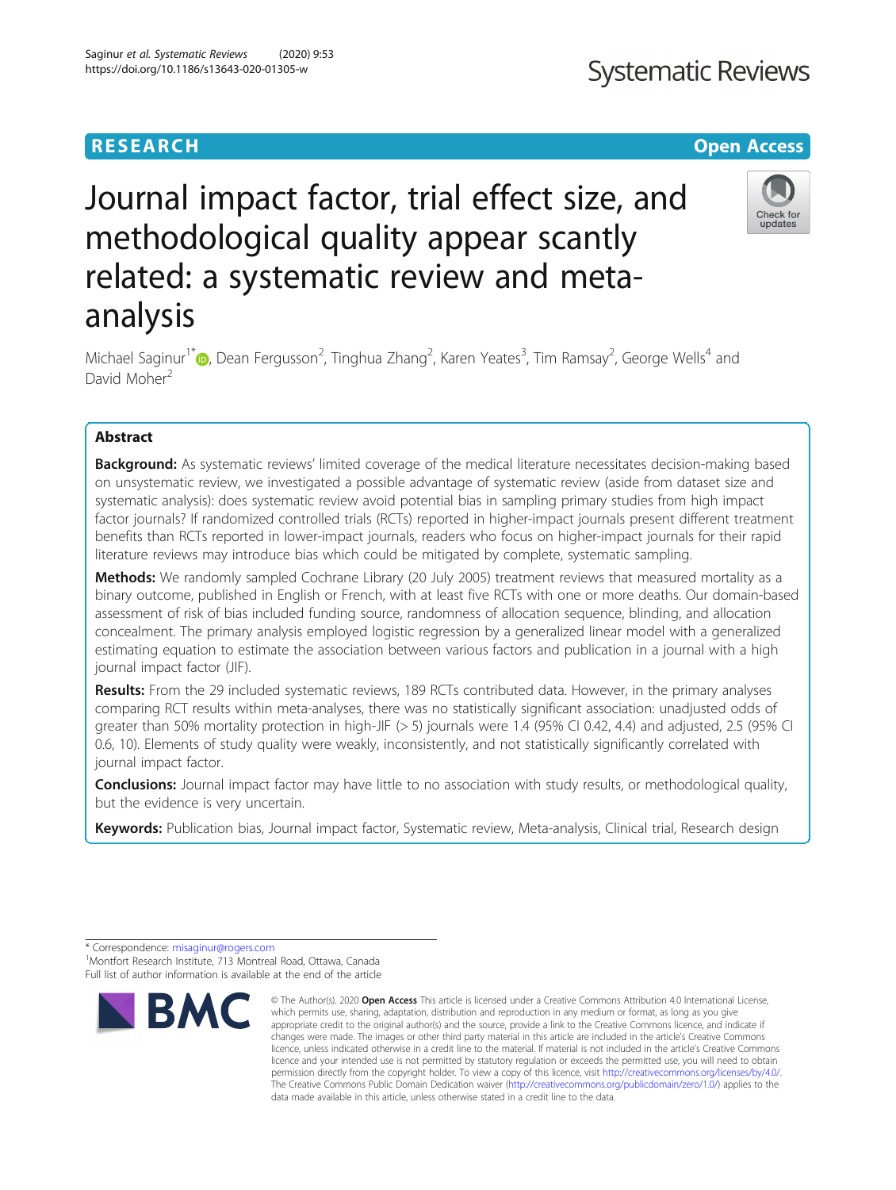RESEARCH

Open Access

# Journal impact factor, trial effect size, and methodological quality appear scantly related: a systematic review and meta-analysis

Michael Saginur[1*], Dean Fergusson[2], Tinghua Zhang[2], Karen Yeates[3], Tim Ramsay[2], George Wells[4] and David Moher[2]

## Abstract

**Background:** As systematic reviews' limited coverage of the medical literature necessitates decision-making based on unsystematic review, we investigated a possible advantage of systematic review (aside from dataset size and systematic analysis): does systematic review avoid potential bias in sampling primary studies from high impact factor journals? If randomized controlled trials (RCTs) reported in higher-impact journals present different treatment benefits than RCTs reported in lower-impact journals, readers who focus on higher-impact journals for their rapid literature reviews may introduce bias which could be mitigated by complete, systematic sampling.

**Methods:** We randomly sampled Cochrane Library (20 July 2005) treatment reviews that measured mortality as a binary outcome, published in English or French, with at least five RCTs with one or more deaths. Our domain-based assessment of risk of bias included funding source, randomness of allocation sequence, blinding, and allocation concealment. The primary analysis employed logistic regression by a generalized linear model with a generalized estimating equation to estimate the association between various factors and publication in a journal with a high journal impact factor (JIF).

**Results:** From the 29 included systematic reviews, 189 RCTs contributed data. However, in the primary analyses comparing RCT results within meta-analyses, there was no statistically significant association: unadjusted odds of greater than 50% mortality protection in high-JIF (> 5) journals were 1.4 (95% CI 0.42, 4.4) and adjusted, 2.5 (95% CI 0.6, 10). Elements of study quality were weakly, inconsistently, and not statistically significantly correlated with journal impact factor.

**Conclusions:** Journal impact factor may have little to no association with study results, or methodological quality, but the evidence is very uncertain.

**Keywords:** Publication bias, Journal impact factor, Systematic review, Meta-analysis, Clinical trial, Research design

\* Correspondence: misaginur@rogers.com
[1]Montfort Research Institute, 713 Montreal Road, Ottawa, Canada
Full list of author information is available at the end of the article

© The Author(s). 2020 **Open Access** This article is licensed under a Creative Commons Attribution 4.0 International License, which permits use, sharing, adaptation, distribution and reproduction in any medium or format, as long as you give appropriate credit to the original author(s) and the source, provide a link to the Creative Commons licence, and indicate if changes were made. The images or other third party material in this article are included in the article's Creative Commons licence, unless indicated otherwise in a credit line to the material. If material is not included in the article's Creative Commons licence and your intended use is not permitted by statutory regulation or exceeds the permitted use, you will need to obtain permission directly from the copyright holder. To view a copy of this licence, visit http://creativecommons.org/licenses/by/4.0/. The Creative Commons Public Domain Dedication waiver (http://creativecommons.org/publicdomain/zero/1.0/) applies to the data made available in this article, unless otherwise stated in a credit line to the data.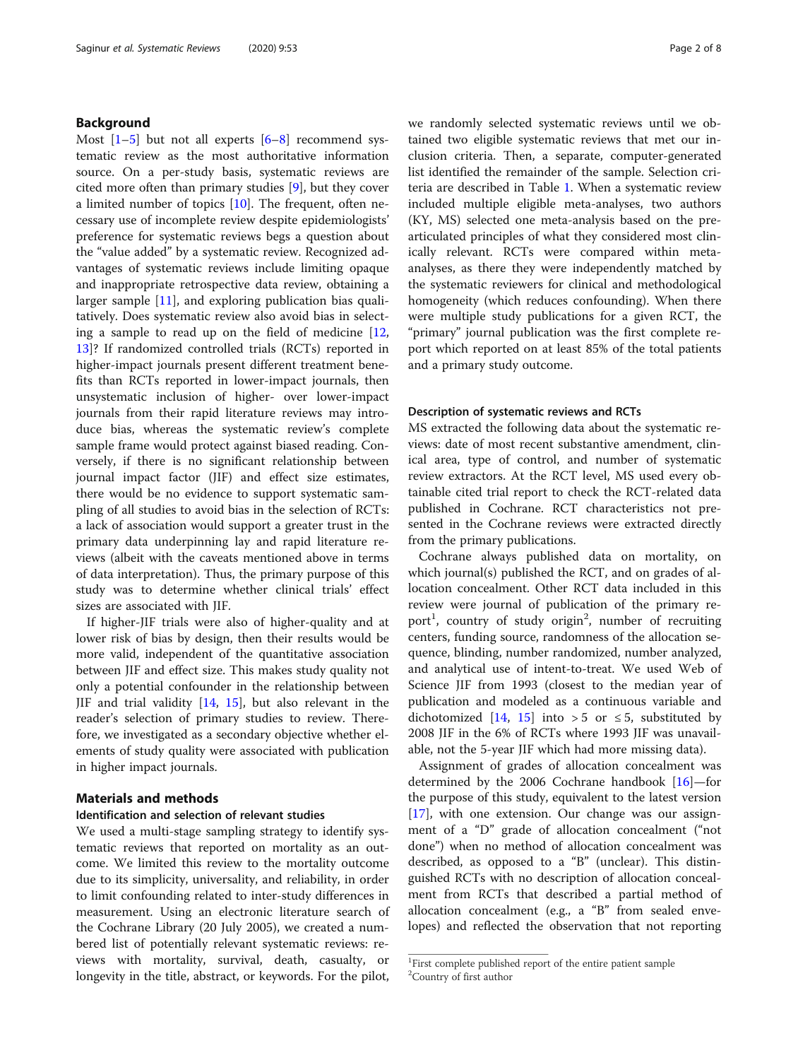## Background

Most [1–5] but not all experts [6–8] recommend systematic review as the most authoritative information source. On a per-study basis, systematic reviews are cited more often than primary studies [9], but they cover a limited number of topics [10]. The frequent, often necessary use of incomplete review despite epidemiologists' preference for systematic reviews begs a question about the "value added" by a systematic review. Recognized advantages of systematic reviews include limiting opaque and inappropriate retrospective data review, obtaining a larger sample [11], and exploring publication bias qualitatively. Does systematic review also avoid bias in selecting a sample to read up on the field of medicine [12, 13]? If randomized controlled trials (RCTs) reported in higher-impact journals present different treatment benefits than RCTs reported in lower-impact journals, then unsystematic inclusion of higher- over lower-impact journals from their rapid literature reviews may introduce bias, whereas the systematic review's complete sample frame would protect against biased reading. Conversely, if there is no significant relationship between journal impact factor (JIF) and effect size estimates, there would be no evidence to support systematic sampling of all studies to avoid bias in the selection of RCTs: a lack of association would support a greater trust in the primary data underpinning lay and rapid literature reviews (albeit with the caveats mentioned above in terms of data interpretation). Thus, the primary purpose of this study was to determine whether clinical trials' effect sizes are associated with JIF.

If higher-JIF trials were also of higher-quality and at lower risk of bias by design, then their results would be more valid, independent of the quantitative association between JIF and effect size. This makes study quality not only a potential confounder in the relationship between JIF and trial validity [14, 15], but also relevant in the reader's selection of primary studies to review. Therefore, we investigated as a secondary objective whether elements of study quality were associated with publication in higher impact journals.

## Materials and methods

### Identification and selection of relevant studies

We used a multi-stage sampling strategy to identify systematic reviews that reported on mortality as an outcome. We limited this review to the mortality outcome due to its simplicity, universality, and reliability, in order to limit confounding related to inter-study differences in measurement. Using an electronic literature search of the Cochrane Library (20 July 2005), we created a numbered list of potentially relevant systematic reviews: reviews with mortality, survival, death, casualty, or longevity in the title, abstract, or keywords. For the pilot, we randomly selected systematic reviews until we obtained two eligible systematic reviews that met our inclusion criteria. Then, a separate, computer-generated list identified the remainder of the sample. Selection criteria are described in Table 1. When a systematic review included multiple eligible meta-analyses, two authors (KY, MS) selected one meta-analysis based on the pre-articulated principles of what they considered most clinically relevant. RCTs were compared within meta-analyses, as there they were independently matched by the systematic reviewers for clinical and methodological homogeneity (which reduces confounding). When there were multiple study publications for a given RCT, the "primary" journal publication was the first complete report which reported on at least 85% of the total patients and a primary study outcome.

### Description of systematic reviews and RCTs

MS extracted the following data about the systematic reviews: date of most recent substantive amendment, clinical area, type of control, and number of systematic review extractors. At the RCT level, MS used every obtainable cited trial report to check the RCT-related data published in Cochrane. RCT characteristics not presented in the Cochrane reviews were extracted directly from the primary publications.

Cochrane always published data on mortality, on which journal(s) published the RCT, and on grades of allocation concealment. Other RCT data included in this review were journal of publication of the primary report[1], country of study origin[2], number of recruiting centers, funding source, randomness of the allocation sequence, blinding, number randomized, number analyzed, and analytical use of intent-to-treat. We used Web of Science JIF from 1993 (closest to the median year of publication and modeled as a continuous variable and dichotomized [14, 15] into > 5 or ≤ 5, substituted by 2008 JIF in the 6% of RCTs where 1993 JIF was unavailable, not the 5-year JIF which had more missing data).

Assignment of grades of allocation concealment was determined by the 2006 Cochrane handbook [16]—for the purpose of this study, equivalent to the latest version [17], with one extension. Our change was our assignment of a "D" grade of allocation concealment ("not done") when no method of allocation concealment was described, as opposed to a "B" (unclear). This distinguished RCTs with no description of allocation concealment from RCTs that described a partial method of allocation concealment (e.g., a "B" from sealed envelopes) and reflected the observation that not reporting

[1] First complete published report of the entire patient sample
[2] Country of first author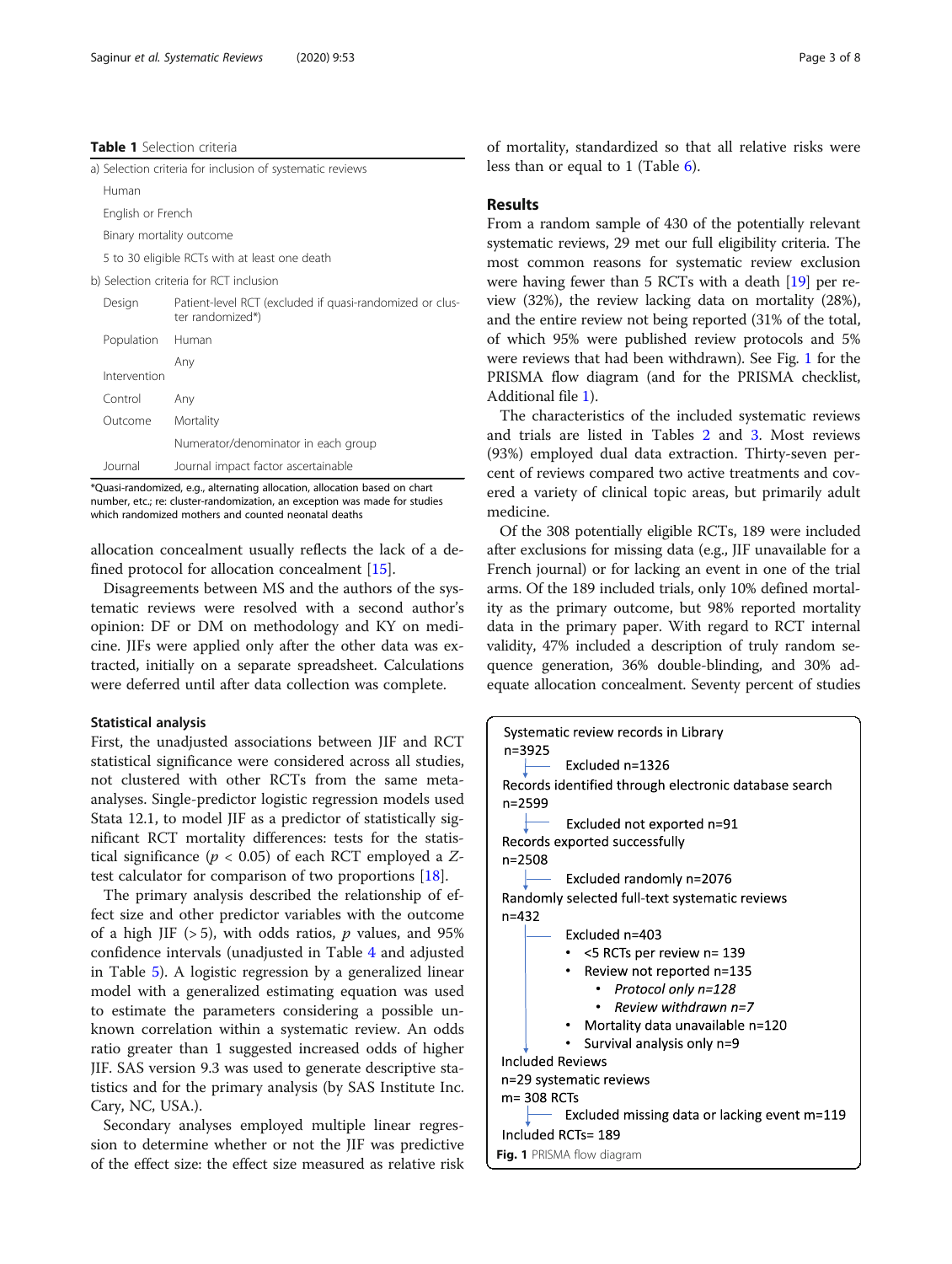**Table 1** Selection criteria

| a) Selection criteria for inclusion of systematic reviews | |
|---|---|
| Human | |
| English or French | |
| Binary mortality outcome | |
| 5 to 30 eligible RCTs with at least one death | |
| b) Selection criteria for RCT inclusion | |
| Design | Patient-level RCT (excluded if quasi-randomized or cluster randomized*) |
| Population | Human |
| Intervention | Any |
| Control | Any |
| Outcome | Mortality |
| | Numerator/denominator in each group |
| Journal | Journal impact factor ascertainable |

*Quasi-randomized, e.g., alternating allocation, allocation based on chart number, etc.; re: cluster-randomization, an exception was made for studies which randomized mothers and counted neonatal deaths

allocation concealment usually reflects the lack of a defined protocol for allocation concealment [15].

Disagreements between MS and the authors of the systematic reviews were resolved with a second author's opinion: DF or DM on methodology and KY on medicine. JIFs were applied only after the other data was extracted, initially on a separate spreadsheet. Calculations were deferred until after data collection was complete.

### Statistical analysis

First, the unadjusted associations between JIF and RCT statistical significance were considered across all studies, not clustered with other RCTs from the same meta-analyses. Single-predictor logistic regression models used Stata 12.1, to model JIF as a predictor of statistically significant RCT mortality differences: tests for the statistical significance ($p < 0.05$) of each RCT employed a $Z$-test calculator for comparison of two proportions [18].

The primary analysis described the relationship of effect size and other predictor variables with the outcome of a high JIF (> 5), with odds ratios, $p$ values, and 95% confidence intervals (unadjusted in Table 4 and adjusted in Table 5). A logistic regression by a generalized linear model with a generalized estimating equation was used to estimate the parameters considering a possible unknown correlation within a systematic review. An odds ratio greater than 1 suggested increased odds of higher JIF. SAS version 9.3 was used to generate descriptive statistics and for the primary analysis (by SAS Institute Inc. Cary, NC, USA.).

Secondary analyses employed multiple linear regression to determine whether or not the JIF was predictive of the effect size: the effect size measured as relative risk of mortality, standardized so that all relative risks were less than or equal to 1 (Table 6).

## Results

From a random sample of 430 of the potentially relevant systematic reviews, 29 met our full eligibility criteria. The most common reasons for systematic review exclusion were having fewer than 5 RCTs with a death [19] per review (32%), the review lacking data on mortality (28%), and the entire review not being reported (31% of the total, of which 95% were published review protocols and 5% were reviews that had been withdrawn). See Fig. 1 for the PRISMA flow diagram (and for the PRISMA checklist, Additional file 1).

The characteristics of the included systematic reviews and trials are listed in Tables 2 and 3. Most reviews (93%) employed dual data extraction. Thirty-seven percent of reviews compared two active treatments and covered a variety of clinical topic areas, but primarily adult medicine.

Of the 308 potentially eligible RCTs, 189 were included after exclusions for missing data (e.g., JIF unavailable for a French journal) or for lacking an event in one of the trial arms. Of the 189 included trials, only 10% defined mortality as the primary outcome, but 98% reported mortality data in the primary paper. With regard to RCT internal validity, 47% included a description of truly random sequence generation, 36% double-blinding, and 30% adequate allocation concealment. Seventy percent of studies

Systematic review records in Library
n=3925
- Excluded n=1326

Records identified through electronic database search
n=2599
- Excluded not exported n=91

Records exported successfully
n=2508
- Excluded randomly n=2076

Randomly selected full-text systematic reviews
n=432
- Excluded n=403
  - <5 RCTs per review n= 139
  - Review not reported n=135
    - *Protocol only n=128*
    - *Review withdrawn n=7*
  - Mortality data unavailable n=120
  - Survival analysis only n=9

Included Reviews
n=29 systematic reviews
m= 308 RCTs
- Excluded missing data or lacking event m=119

Included RCTs= 189

**Fig. 1** PRISMA flow diagram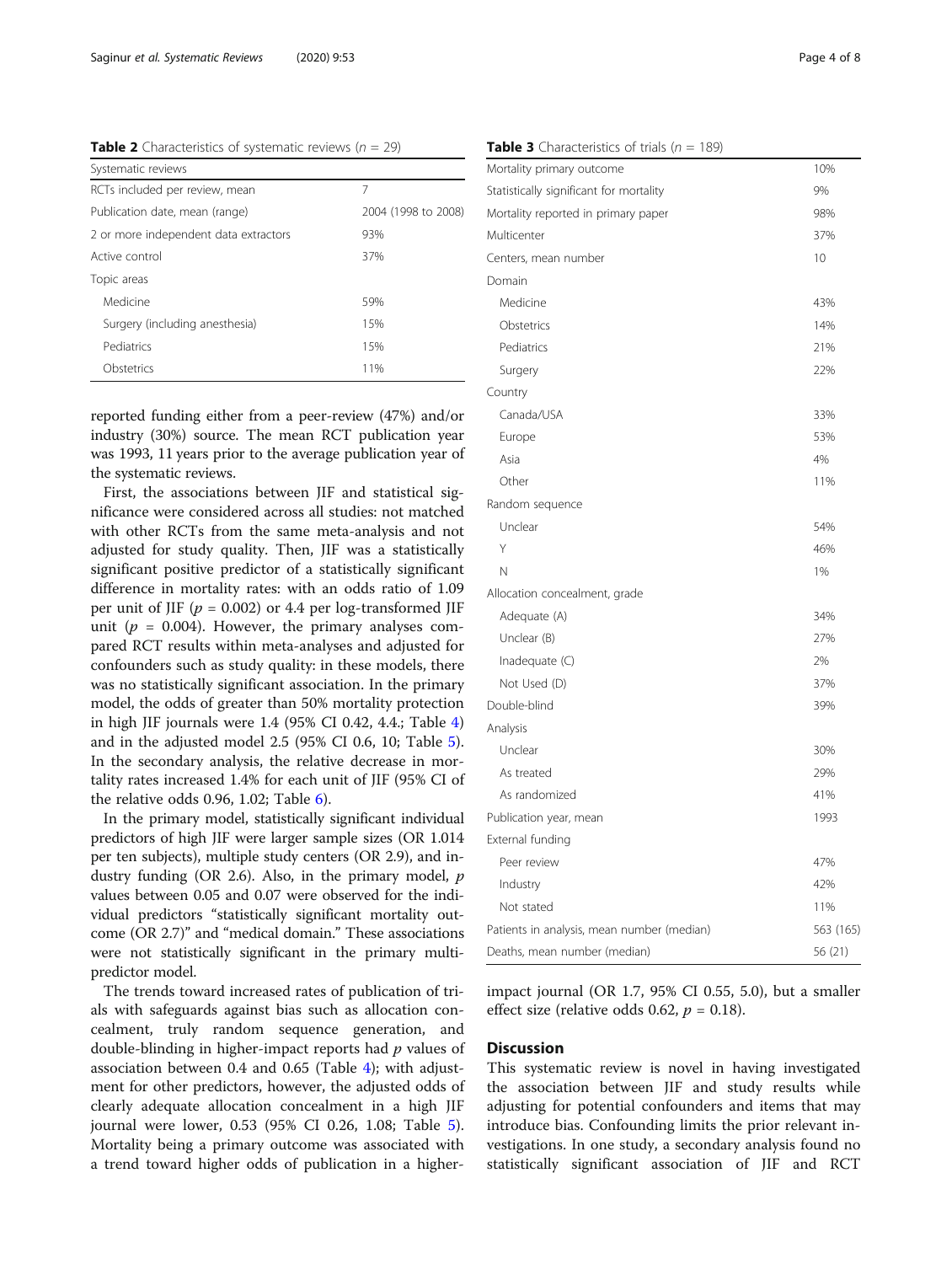**Table 2** Characteristics of systematic reviews ($n$ = 29)

| Systematic reviews | |
|---|---|
| RCTs included per review, mean | 7 |
| Publication date, mean (range) | 2004 (1998 to 2008) |
| 2 or more independent data extractors | 93% |
| Active control | 37% |
| Topic areas | |
| Medicine | 59% |
| Surgery (including anesthesia) | 15% |
| Pediatrics | 15% |
| Obstetrics | 11% |

reported funding either from a peer-review (47%) and/or industry (30%) source. The mean RCT publication year was 1993, 11 years prior to the average publication year of the systematic reviews.

First, the associations between JIF and statistical significance were considered across all studies: not matched with other RCTs from the same meta-analysis and not adjusted for study quality. Then, JIF was a statistically significant positive predictor of a statistically significant difference in mortality rates: with an odds ratio of 1.09 per unit of JIF ($p$ = 0.002) or 4.4 per log-transformed JIF unit ($p$ = 0.004). However, the primary analyses compared RCT results within meta-analyses and adjusted for confounders such as study quality: in these models, there was no statistically significant association. In the primary model, the odds of greater than 50% mortality protection in high JIF journals were 1.4 (95% CI 0.42, 4.4.; Table 4) and in the adjusted model 2.5 (95% CI 0.6, 10; Table 5). In the secondary analysis, the relative decrease in mortality rates increased 1.4% for each unit of JIF (95% CI of the relative odds 0.96, 1.02; Table 6).

In the primary model, statistically significant individual predictors of high JIF were larger sample sizes (OR 1.014 per ten subjects), multiple study centers (OR 2.9), and industry funding (OR 2.6). Also, in the primary model, $p$ values between 0.05 and 0.07 were observed for the individual predictors "statistically significant mortality outcome (OR 2.7)" and "medical domain." These associations were not statistically significant in the primary multi-predictor model.

The trends toward increased rates of publication of trials with safeguards against bias such as allocation concealment, truly random sequence generation, and double-blinding in higher-impact reports had $p$ values of association between 0.4 and 0.65 (Table 4); with adjustment for other predictors, however, the adjusted odds of clearly adequate allocation concealment in a high JIF journal were lower, 0.53 (95% CI 0.26, 1.08; Table 5). Mortality being a primary outcome was associated with a trend toward higher odds of publication in a higher-impact journal (OR 1.7, 95% CI 0.55, 5.0), but a smaller effect size (relative odds 0.62, $p$ = 0.18).

**Table 3** Characteristics of trials ($n$ = 189)

| | |
|---|---|
| Mortality primary outcome | 10% |
| Statistically significant for mortality | 9% |
| Mortality reported in primary paper | 98% |
| Multicenter | 37% |
| Centers, mean number | 10 |
| Domain | |
| Medicine | 43% |
| Obstetrics | 14% |
| Pediatrics | 21% |
| Surgery | 22% |
| Country | |
| Canada/USA | 33% |
| Europe | 53% |
| Asia | 4% |
| Other | 11% |
| Random sequence | |
| Unclear | 54% |
| Y | 46% |
| N | 1% |
| Allocation concealment, grade | |
| Adequate (A) | 34% |
| Unclear (B) | 27% |
| Inadequate (C) | 2% |
| Not Used (D) | 37% |
| Double-blind | 39% |
| Analysis | |
| Unclear | 30% |
| As treated | 29% |
| As randomized | 41% |
| Publication year, mean | 1993 |
| External funding | |
| Peer review | 47% |
| Industry | 42% |
| Not stated | 11% |
| Patients in analysis, mean number (median) | 563 (165) |
| Deaths, mean number (median) | 56 (21) |

## Discussion

This systematic review is novel in having investigated the association between JIF and study results while adjusting for potential confounders and items that may introduce bias. Confounding limits the prior relevant investigations. In one study, a secondary analysis found no statistically significant association of JIF and RCT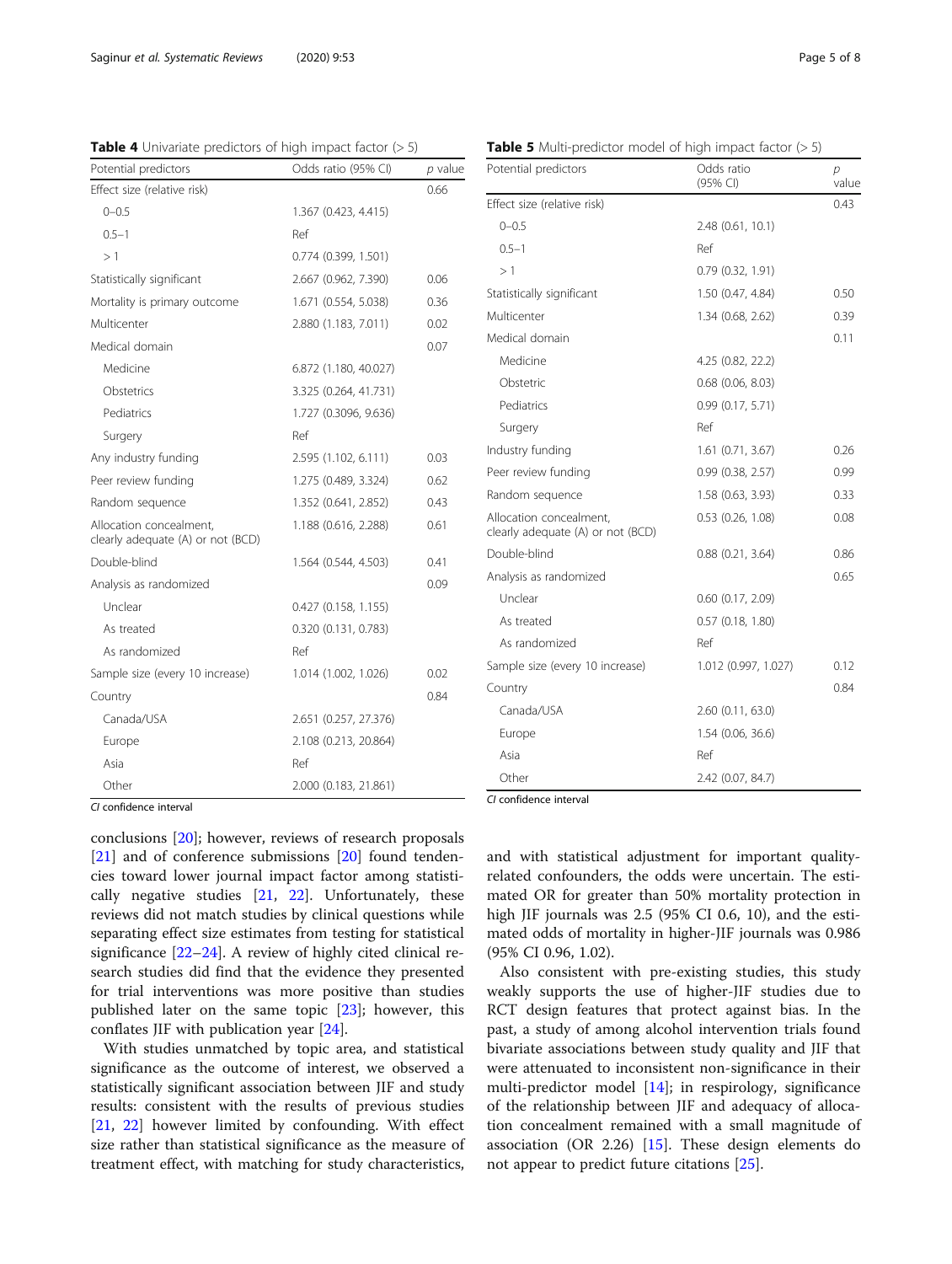**Table 4** Univariate predictors of high impact factor (> 5)

| Potential predictors | Odds ratio (95% CI) | *p* value |
|---|---|---|
| Effect size (relative risk) | | 0.66 |
| 0–0.5 | 1.367 (0.423, 4.415) | |
| 0.5–1 | Ref | |
| > 1 | 0.774 (0.399, 1.501) | |
| Statistically significant | 2.667 (0.962, 7.390) | 0.06 |
| Mortality is primary outcome | 1.671 (0.554, 5.038) | 0.36 |
| Multicenter | 2.880 (1.183, 7.011) | 0.02 |
| Medical domain | | 0.07 |
| Medicine | 6.872 (1.180, 40.027) | |
| Obstetrics | 3.325 (0.264, 41.731) | |
| Pediatrics | 1.727 (0.3096, 9.636) | |
| Surgery | Ref | |
| Any industry funding | 2.595 (1.102, 6.111) | 0.03 |
| Peer review funding | 1.275 (0.489, 3.324) | 0.62 |
| Random sequence | 1.352 (0.641, 2.852) | 0.43 |
| Allocation concealment, clearly adequate (A) or not (BCD) | 1.188 (0.616, 2.288) | 0.61 |
| Double-blind | 1.564 (0.544, 4.503) | 0.41 |
| Analysis as randomized | | 0.09 |
| Unclear | 0.427 (0.158, 1.155) | |
| As treated | 0.320 (0.131, 0.783) | |
| As randomized | Ref | |
| Sample size (every 10 increase) | 1.014 (1.002, 1.026) | 0.02 |
| Country | | 0.84 |
| Canada/USA | 2.651 (0.257, 27.376) | |
| Europe | 2.108 (0.213, 20.864) | |
| Asia | Ref | |
| Other | 2.000 (0.183, 21.861) | |

*CI* confidence interval

**Table 5** Multi-predictor model of high impact factor (> 5)

| Potential predictors | Odds ratio (95% CI) | *p* value |
|---|---|---|
| Effect size (relative risk) | | 0.43 |
| 0–0.5 | 2.48 (0.61, 10.1) | |
| 0.5–1 | Ref | |
| > 1 | 0.79 (0.32, 1.91) | |
| Statistically significant | 1.50 (0.47, 4.84) | 0.50 |
| Multicenter | 1.34 (0.68, 2.62) | 0.39 |
| Medical domain | | 0.11 |
| Medicine | 4.25 (0.82, 22.2) | |
| Obstetric | 0.68 (0.06, 8.03) | |
| Pediatrics | 0.99 (0.17, 5.71) | |
| Surgery | Ref | |
| Industry funding | 1.61 (0.71, 3.67) | 0.26 |
| Peer review funding | 0.99 (0.38, 2.57) | 0.99 |
| Random sequence | 1.58 (0.63, 3.93) | 0.33 |
| Allocation concealment, clearly adequate (A) or not (BCD) | 0.53 (0.26, 1.08) | 0.08 |
| Double-blind | 0.88 (0.21, 3.64) | 0.86 |
| Analysis as randomized | | 0.65 |
| Unclear | 0.60 (0.17, 2.09) | |
| As treated | 0.57 (0.18, 1.80) | |
| As randomized | Ref | |
| Sample size (every 10 increase) | 1.012 (0.997, 1.027) | 0.12 |
| Country | | 0.84 |
| Canada/USA | 2.60 (0.11, 63.0) | |
| Europe | 1.54 (0.06, 36.6) | |
| Asia | Ref | |
| Other | 2.42 (0.07, 84.7) | |

*CI* confidence interval

conclusions [20]; however, reviews of research proposals [21] and of conference submissions [20] found tendencies toward lower journal impact factor among statistically negative studies [21, 22]. Unfortunately, these reviews did not match studies by clinical questions while separating effect size estimates from testing for statistical significance [22–24]. A review of highly cited clinical research studies did find that the evidence they presented for trial interventions was more positive than studies published later on the same topic [23]; however, this conflates JIF with publication year [24].

With studies unmatched by topic area, and statistical significance as the outcome of interest, we observed a statistically significant association between JIF and study results: consistent with the results of previous studies [21, 22] however limited by confounding. With effect size rather than statistical significance as the measure of treatment effect, with matching for study characteristics, and with statistical adjustment for important quality-related confounders, the odds were uncertain. The estimated OR for greater than 50% mortality protection in high JIF journals was 2.5 (95% CI 0.6, 10), and the estimated odds of mortality in higher-JIF journals was 0.986 (95% CI 0.96, 1.02).

Also consistent with pre-existing studies, this study weakly supports the use of higher-JIF studies due to RCT design features that protect against bias. In the past, a study of among alcohol intervention trials found bivariate associations between study quality and JIF that were attenuated to inconsistent non-significance in their multi-predictor model [14]; in respirology, significance of the relationship between JIF and adequacy of allocation concealment remained with a small magnitude of association (OR 2.26) [15]. These design elements do not appear to predict future citations [25].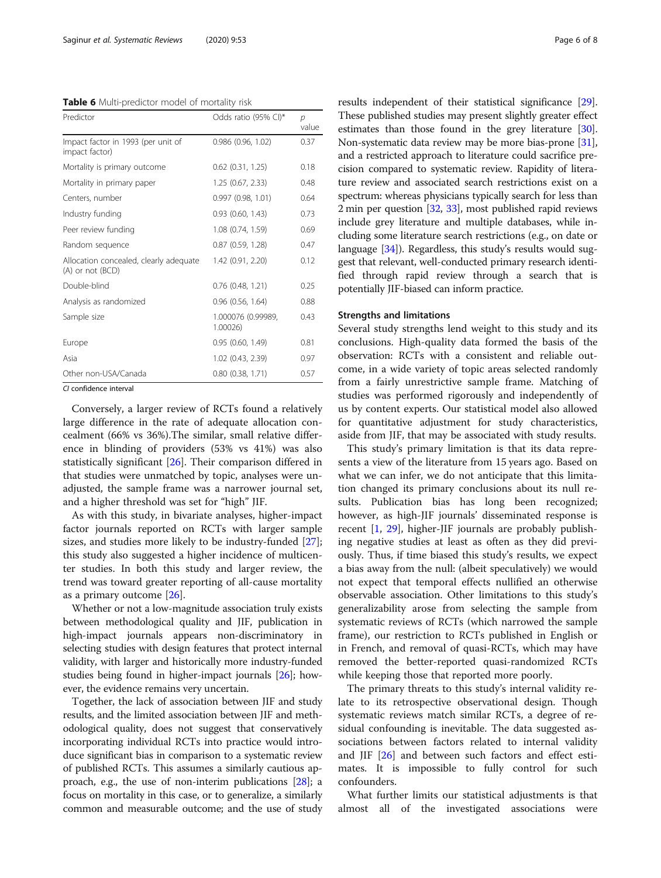**Table 6** Multi-predictor model of mortality risk

| Predictor | Odds ratio (95% CI)* | p value |
|---|---|---|
| Impact factor in 1993 (per unit of impact factor) | 0.986 (0.96, 1.02) | 0.37 |
| Mortality is primary outcome | 0.62 (0.31, 1.25) | 0.18 |
| Mortality in primary paper | 1.25 (0.67, 2.33) | 0.48 |
| Centers, number | 0.997 (0.98, 1.01) | 0.64 |
| Industry funding | 0.93 (0.60, 1.43) | 0.73 |
| Peer review funding | 1.08 (0.74, 1.59) | 0.69 |
| Random sequence | 0.87 (0.59, 1.28) | 0.47 |
| Allocation concealed, clearly adequate (A) or not (BCD) | 1.42 (0.91, 2.20) | 0.12 |
| Double-blind | 0.76 (0.48, 1.21) | 0.25 |
| Analysis as randomized | 0.96 (0.56, 1.64) | 0.88 |
| Sample size | 1.000076 (0.99989, 1.00026) | 0.43 |
| Europe | 0.95 (0.60, 1.49) | 0.81 |
| Asia | 1.02 (0.43, 2.39) | 0.97 |
| Other non-USA/Canada | 0.80 (0.38, 1.71) | 0.57 |

*CI* confidence interval

Conversely, a larger review of RCTs found a relatively large difference in the rate of adequate allocation concealment (66% vs 36%).The similar, small relative difference in blinding of providers (53% vs 41%) was also statistically significant [26]. Their comparison differed in that studies were unmatched by topic, analyses were unadjusted, the sample frame was a narrower journal set, and a higher threshold was set for "high" JIF.

As with this study, in bivariate analyses, higher-impact factor journals reported on RCTs with larger sample sizes, and studies more likely to be industry-funded [27]; this study also suggested a higher incidence of multicenter studies. In both this study and larger review, the trend was toward greater reporting of all-cause mortality as a primary outcome [26].

Whether or not a low-magnitude association truly exists between methodological quality and JIF, publication in high-impact journals appears non-discriminatory in selecting studies with design features that protect internal validity, with larger and historically more industry-funded studies being found in higher-impact journals [26]; however, the evidence remains very uncertain.

Together, the lack of association between JIF and study results, and the limited association between JIF and methodological quality, does not suggest that conservatively incorporating individual RCTs into practice would introduce significant bias in comparison to a systematic review of published RCTs. This assumes a similarly cautious approach, e.g., the use of non-interim publications [28]; a focus on mortality in this case, or to generalize, a similarly common and measurable outcome; and the use of study results independent of their statistical significance [29]. These published studies may present slightly greater effect estimates than those found in the grey literature [30]. Non-systematic data review may be more bias-prone [31], and a restricted approach to literature could sacrifice precision compared to systematic review. Rapidity of literature review and associated search restrictions exist on a spectrum: whereas physicians typically search for less than 2 min per question [32, 33], most published rapid reviews include grey literature and multiple databases, while including some literature search restrictions (e.g., on date or language [34]). Regardless, this study's results would suggest that relevant, well-conducted primary research identified through rapid review through a search that is potentially JIF-biased can inform practice.

### Strengths and limitations

Several study strengths lend weight to this study and its conclusions. High-quality data formed the basis of the observation: RCTs with a consistent and reliable outcome, in a wide variety of topic areas selected randomly from a fairly unrestrictive sample frame. Matching of studies was performed rigorously and independently of us by content experts. Our statistical model also allowed for quantitative adjustment for study characteristics, aside from JIF, that may be associated with study results.

This study's primary limitation is that its data represents a view of the literature from 15 years ago. Based on what we can infer, we do not anticipate that this limitation changed its primary conclusions about its null results. Publication bias has long been recognized; however, as high-JIF journals' disseminated response is recent [1, 29], higher-JIF journals are probably publishing negative studies at least as often as they did previously. Thus, if time biased this study's results, we expect a bias away from the null: (albeit speculatively) we would not expect that temporal effects nullified an otherwise observable association. Other limitations to this study's generalizability arose from selecting the sample from systematic reviews of RCTs (which narrowed the sample frame), our restriction to RCTs published in English or in French, and removal of quasi-RCTs, which may have removed the better-reported quasi-randomized RCTs while keeping those that reported more poorly.

The primary threats to this study's internal validity relate to its retrospective observational design. Though systematic reviews match similar RCTs, a degree of residual confounding is inevitable. The data suggested associations between factors related to internal validity and JIF [26] and between such factors and effect estimates. It is impossible to fully control for such confounders.

What further limits our statistical adjustments is that almost all of the investigated associations were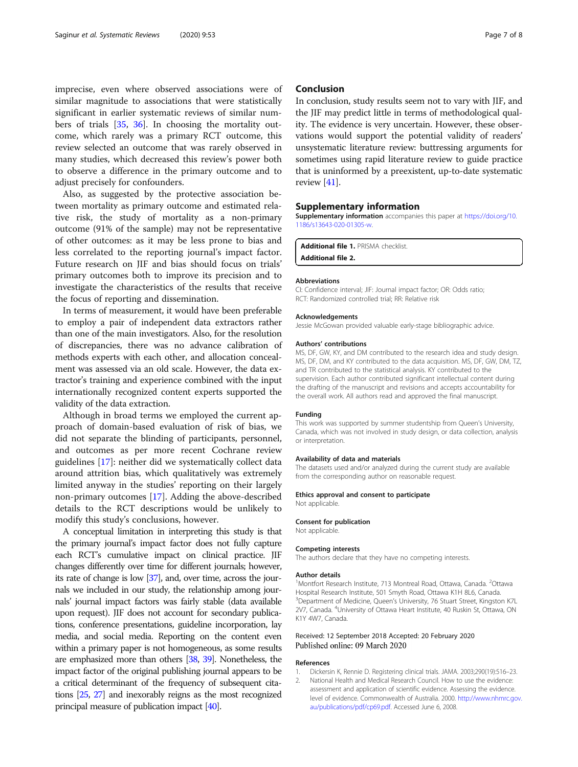imprecise, even where observed associations were of similar magnitude to associations that were statistically significant in earlier systematic reviews of similar numbers of trials [35, 36]. In choosing the mortality outcome, which rarely was a primary RCT outcome, this review selected an outcome that was rarely observed in many studies, which decreased this review's power both to observe a difference in the primary outcome and to adjust precisely for confounders.

Also, as suggested by the protective association between mortality as primary outcome and estimated relative risk, the study of mortality as a non-primary outcome (91% of the sample) may not be representative of other outcomes: as it may be less prone to bias and less correlated to the reporting journal's impact factor. Future research on JIF and bias should focus on trials' primary outcomes both to improve its precision and to investigate the characteristics of the results that receive the focus of reporting and dissemination.

In terms of measurement, it would have been preferable to employ a pair of independent data extractors rather than one of the main investigators. Also, for the resolution of discrepancies, there was no advance calibration of methods experts with each other, and allocation concealment was assessed via an old scale. However, the data extractor's training and experience combined with the input internationally recognized content experts supported the validity of the data extraction.

Although in broad terms we employed the current approach of domain-based evaluation of risk of bias, we did not separate the blinding of participants, personnel, and outcomes as per more recent Cochrane review guidelines [17]: neither did we systematically collect data around attrition bias, which qualitatively was extremely limited anyway in the studies' reporting on their largely non-primary outcomes [17]. Adding the above-described details to the RCT descriptions would be unlikely to modify this study's conclusions, however.

A conceptual limitation in interpreting this study is that the primary journal's impact factor does not fully capture each RCT's cumulative impact on clinical practice. JIF changes differently over time for different journals; however, its rate of change is low [37], and, over time, across the journals we included in our study, the relationship among journals' journal impact factors was fairly stable (data available upon request). JIF does not account for secondary publications, conference presentations, guideline incorporation, lay media, and social media. Reporting on the content even within a primary paper is not homogeneous, as some results are emphasized more than others [38, 39]. Nonetheless, the impact factor of the original publishing journal appears to be a critical determinant of the frequency of subsequent citations [25, 27] and inexorably reigns as the most recognized principal measure of publication impact [40].

## Conclusion

In conclusion, study results seem not to vary with JIF, and the JIF may predict little in terms of methodological quality. The evidence is very uncertain. However, these observations would support the potential validity of readers' unsystematic literature review: buttressing arguments for sometimes using rapid literature review to guide practice that is uninformed by a preexistent, up-to-date systematic review [41].

## Supplementary information

**Supplementary information** accompanies this paper at https://doi.org/10.1186/s13643-020-01305-w.

**Additional file 1.** PRISMA checklist.
**Additional file 2.**

#### Abbreviations

CI: Confidence interval; JIF: Journal impact factor; OR: Odds ratio; RCT: Randomized controlled trial; RR: Relative risk

#### Acknowledgements

Jessie McGowan provided valuable early-stage bibliographic advice.

#### Authors' contributions

MS, DF, GW, KY, and DM contributed to the research idea and study design. MS, DF, DM, and KY contributed to the data acquisition. MS, DF, GW, DM, TZ, and TR contributed to the statistical analysis. KY contributed to the supervision. Each author contributed significant intellectual content during the drafting of the manuscript and revisions and accepts accountability for the overall work. All authors read and approved the final manuscript.

#### Funding

This work was supported by summer studentship from Queen's University, Canada, which was not involved in study design, or data collection, analysis or interpretation.

#### Availability of data and materials

The datasets used and/or analyzed during the current study are available from the corresponding author on reasonable request.

#### Ethics approval and consent to participate

Not applicable.

#### Consent for publication

Not applicable.

#### Competing interests

The authors declare that they have no competing interests.

#### Author details

[1]Montfort Research Institute, 713 Montreal Road, Ottawa, Canada. [2]Ottawa Hospital Research Institute, 501 Smyth Road, Ottawa K1H 8L6, Canada. [3]Department of Medicine, Queen's University, 76 Stuart Street, Kingston K7L 2V7, Canada. [4]University of Ottawa Heart Institute, 40 Ruskin St, Ottawa, ON K1Y 4W7, Canada.

Received: 12 September 2018 Accepted: 20 February 2020
Published online: 09 March 2020

#### References

1. Dickersin K, Rennie D. Registering clinical trials. JAMA. 2003;290(19):516–23.
2. National Health and Medical Research Council. How to use the evidence: assessment and application of scientific evidence. Assessing the evidence. level of evidence. Commonwealth of Australia. 2000. http://www.nhmrc.gov.au/publications/pdf/cp69.pdf. Accessed June 6, 2008.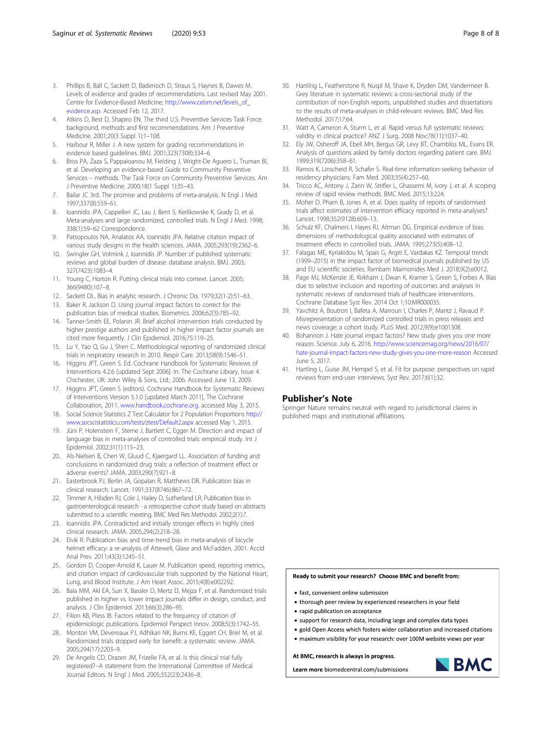3. Phillips B, Ball C, Sackett D, Badenoch D, Straus S, Haynes B, Dawes M. Levels of evidence and grades of recommendations. Last revised May 2001. Centre for Evidence-Based Medicine; http://www.cebm.net/levels_of_evidence.asp. Accessed Feb 12, 2017.
4. Atkins D, Best D, Shapiro EN. The third U.S. Preventive Services Task Force: background, methods and first recommendations. Am J Preventive Medicine. 2001;20(3 Suppl 1):1–108.
5. Harbour R, Miller J. A new system for grading recommendations in evidence based guidelines. BMJ. 2001;323(7308):334–6.
6. Briss PA, Zaza S, Pappaioanou M, Fielding J, Wright-De Aguero L, Truman BI, et al. Developing an evidence-based Guide to Community Preventive Services – methods. The Task Force on Community Preventive Services. Am J Preventive Medicine. 2000;18(1 Suppl 1):35–43.
7. Bailar JC 3rd. The promise and problems of meta-analysis. N Engl J Med. 1997;337(8):559–61.
8. Ioannidis JPA, Cappelleri JC, Lau J, Bent S, Kerlikowske K, Grady D, et al. Meta-analyses and large randomized, controlled trials. N Engl J Med. 1998; 338(1):59–62 Correspondence.
9. Patsopoulos NA, Analatos AA, Ioannidis JPA. Relative citation impact of various study designs in the health sciences. JAMA. 2005;293(19):2362–6.
10. Swingler GH, Volmink J, Ioannidis JP. Number of published systematic reviews and global burden of disease: database analysis. BMJ. 2003; 327(7423):1083–4.
11. Young C, Horton R. Putting clinical trials into context. Lancet. 2005; 366(9480):107–8.
12. Sackett DL. Bias in analytic research. J Chronic Dis. 1979;32(1-2):51–63.
13. Baker R, Jackson D. Using journal impact factors to correct for the publication bias of medical studies. Biometrics. 2006;62(3):785–92.
14. Tanner-Smith EE, Polanin JR. Brief alcohol intervention trials conducted by higher prestige authors and published in higher impact factor journals are cited more frequently. J Clin Epidemiol. 2016;75:119–25.
15. Lu Y, Yao Q, Gu J, Shen C. Methodological reporting of randomized clinical trials in respiratory research in 2010. Respir Care. 2013;58(9):1546–51.
16. Higgins JPT, Green S. Ed. Cochrane Handbook for Systematic Reviews of Interventions 4.2.6 [updated Sept 2006]. In: The Cochrane Library, Issue 4. Chichester, UK: John Wiley & Sons, Ltd.; 2006. Accessed June 13, 2009.
17. Higgins JPT, Green S (editors). Cochrane Handbook for Systematic Reviews of Interventions Version 5.1.0 [updated March 2011]. The Cochrane Collaboration, 2011. www.handbook.cochrane.org. accessed May 3, 2015.
18. Social Science Statistics Z Test Calculator for 2 Population Proportions http://www.socscistatistics.com/tests/ztest/Default2.aspx accessed May 1, 2015.
19. Jüni P, Holenstein F, Sterne J, Bartlett C, Egger M. Direction and impact of language bias in meta-analyses of controlled trials: empirical study. Int J Epidemiol. 2002;31(1):115–23.
20. Als-Nielsen B, Chen W, Gluud C, Kjaergard LL. Association of funding and conclusions in randomized drug trials: a reflection of treatment effect or adverse events? JAMA. 2003;290(7):921–8.
21. Easterbrook PJ, Berlin JA, Gopalan R, Matthews DR. Publication bias in clinical research. Lancet. 1991;337(8746):867–72.
22. Timmer A, Hilsden RJ, Cole J, Hailey D, Sutherland LR. Publication bias in gastroenterological research - a retrospective cohort study based on abstracts submitted to a scientific meeting. BMC Med Res Methodol. 2002;2(1):7.
23. Ioannidis JPA. Contradicted and initially stronger effects in highly cited clinical research. JAMA. 2005;294(2):218–28.
24. Elvik R. Publication bias and time-trend bias in meta-analysis of bicycle helmet efficacy: a re-analysis of Attewell, Glase and McFadden, 2001. Accid Anal Prev. 2011;43(3):1245–51.
25. Gordon D, Cooper-Arnold K, Lauer M. Publication speed, reporting metrics, and citation impact of cardiovascular trials supported by the National Heart, Lung, and Blood Institute. J Am Heart Assoc. 2015;4(8):e002292.
26. Bala MM, Akl EA, Sun X, Bassler D, Mertz D, Mejza F, et al. Randomized trials published in higher vs. lower impact journals differ in design, conduct, and analysis. J Clin Epidemiol. 2013;66(3):286–95.
27. Filion KB, Pless IB. Factors related to the frequency of citation of epidemiologic publications. Epidemiol Perspect Innov. 2008;5(3):1742–55.
28. Montori VM, Devereaux PJ, Adhikari NK, Burns KE, Eggert CH, Briel M, et al. Randomized trials stopped early for benefit: a systematic review. JAMA. 2005;294(17):2203–9.
29. De Angelis CD, Drazen JM, Frizelle FA, et al. Is this clinical trial fully registered?--A statement from the International Committee of Medical Journal Editors. N Engl J Med. 2005;352(23):2436–8.
30. Hartling L, Featherstone R, Nuspl M, Shave K, Dryden DM, Vandermeer B. Grey literature in systematic reviews: a cross-sectional study of the contribution of non-English reports, unpublished studies and dissertations to the results of meta-analyses in child-relevant reviews. BMC Med Res Methodol. 2017;17:64.
31. Watt A, Cameron A, Sturm L, et al. Rapid versus full systematic reviews: validity in clinical practice? ANZ J Surg. 2008 Nov;78(11):1037–40.
32. Ely JW, Osheroff JA, Ebell MH, Bergus GR, Levy BT, Chambliss ML, Evans ER. Analysis of questions asked by family doctors regarding patient care. BMJ. 1999;319(7206):358–61.
33. Ramos K, Linscheid R, Schafer S. Real-time information-seeking behavior of residency physicians. Fam Med. 2003;35(4):257–60.
34. Tricco AC, Antony J, Zarin W, Strifler L, Ghassemi M, Ivory J, et al. A scoping review of rapid review methods. BMC Med. 2015;13:224.
35. Moher D, Pham B, Jones A, et al. Does quality of reports of randomised trials affect estimates of intervention efficacy reported in meta-analyses? Lancet. 1998;352(9128):609–13.
36. Schulz KF, Chalmers I, Hayes RJ, Altman DG. Empirical evidence of bias: dimensions of methodological quality associated with estimates of treatment effects in controlled trials. JAMA. 1995;273(5):408–12.
37. Falagas ME, Kyriakidou M, Spais G, Argiti E, Vardakas KZ. Temporal trends (1999–2015) in the impact factor of biomedical journals published by US and EU scientific societies. Rambam Maimonides Med J. 2018;9(2):e0012.
38. Page MJ, McKenzie JE, Kirkham J, Dwan K, Kramer S, Green S, Forbes A. Bias due to selective inclusion and reporting of outcomes and analyses in systematic reviews of randomised trials of healthcare interventions. Cochrane Database Syst Rev. 2014 Oct 1;10:MR000035.
39. Yavchitz A, Boutron I, Bafeta A, Marroun I, Charles P, Mantz J, Ravaud P. Misrepresentation of randomized controlled trials in press releases and news coverage: a cohort study. PLoS Med. 2012;9(9):e1001308.
40. Bohannon J. Hate journal impact factors? New study gives you one more reason. Science. July 6, 2016. http://www.sciencemag.org/news/2016/07/hate-journal-impact-factors-new-study-gives-you-one-more-reason Accessed June 5, 2017.
41. Hartling L, Guise JM, Hempel S, et al. Fit for purpose: perspectives on rapid reviews from end-user interviews. Syst Rev. 2017;6(1):32.

## Publisher's Note

Springer Nature remains neutral with regard to jurisdictional claims in published maps and institutional affiliations.

**Ready to submit your research? Choose BMC and benefit from:**

- fast, convenient online submission
- thorough peer review by experienced researchers in your field
- rapid publication on acceptance
- support for research data, including large and complex data types
- gold Open Access which fosters wider collaboration and increased citations
- maximum visibility for your research: over 100M website views per year

**At BMC, research is always in progress.**

**Learn more** biomedcentral.com/submissions

BMC